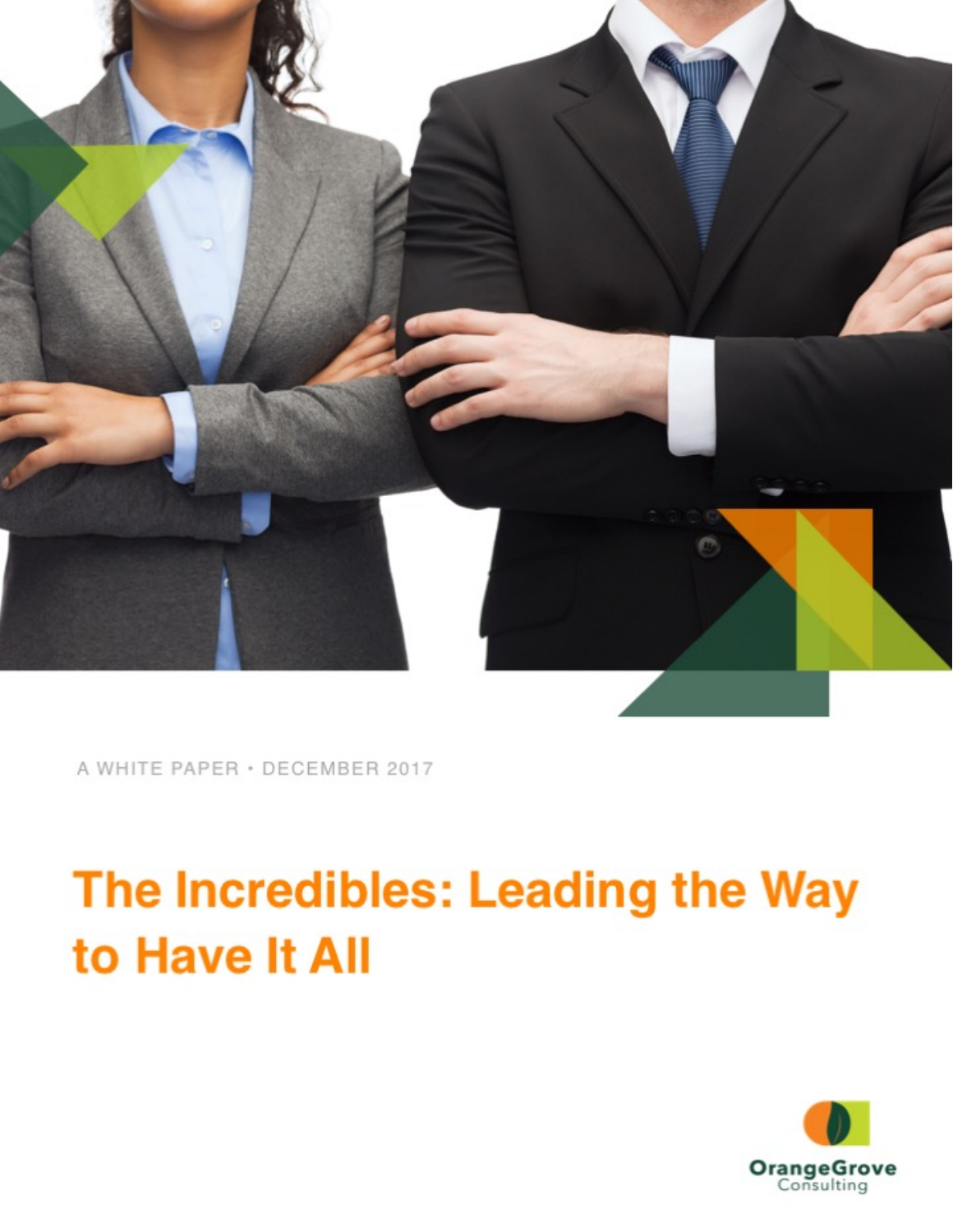A WHITE PAPER · DECEMBER 2017

# The Incredibles: Leading the Way to Have It All

OrangeGrove Consulting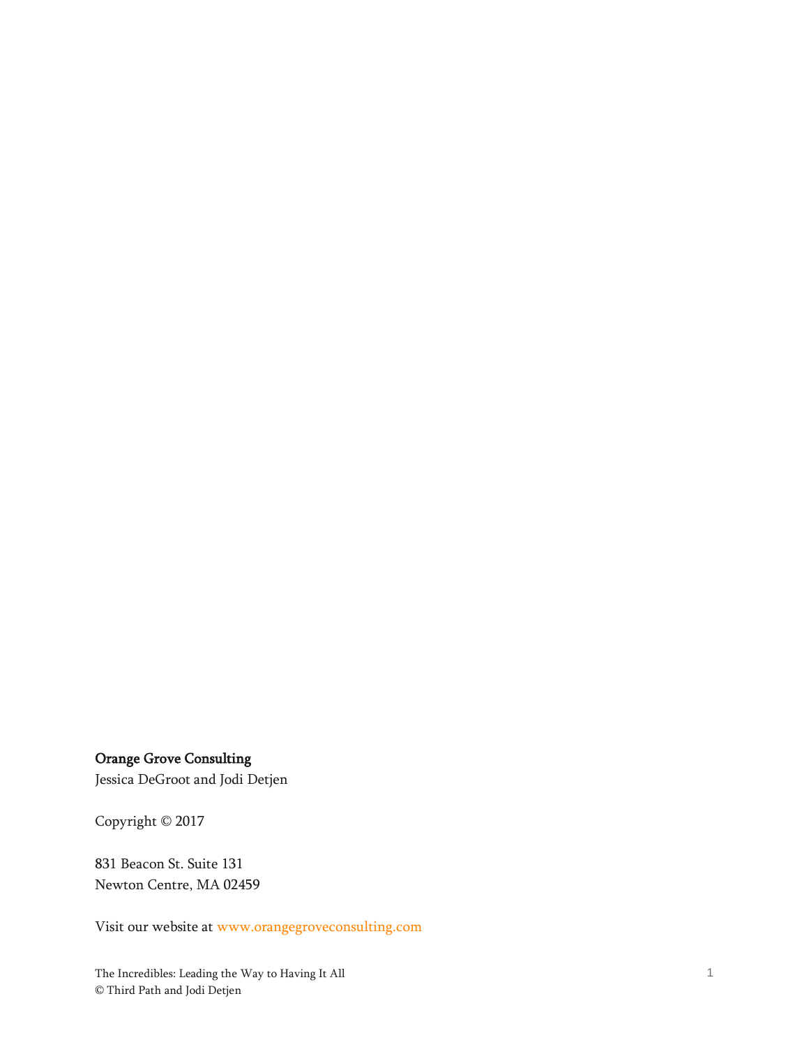**Orange Grove Consulting**
Jessica DeGroot and Jodi Detjen

Copyright © 2017

831 Beacon St. Suite 131
Newton Centre, MA 02459

Visit our website at www.orangegroveconsulting.com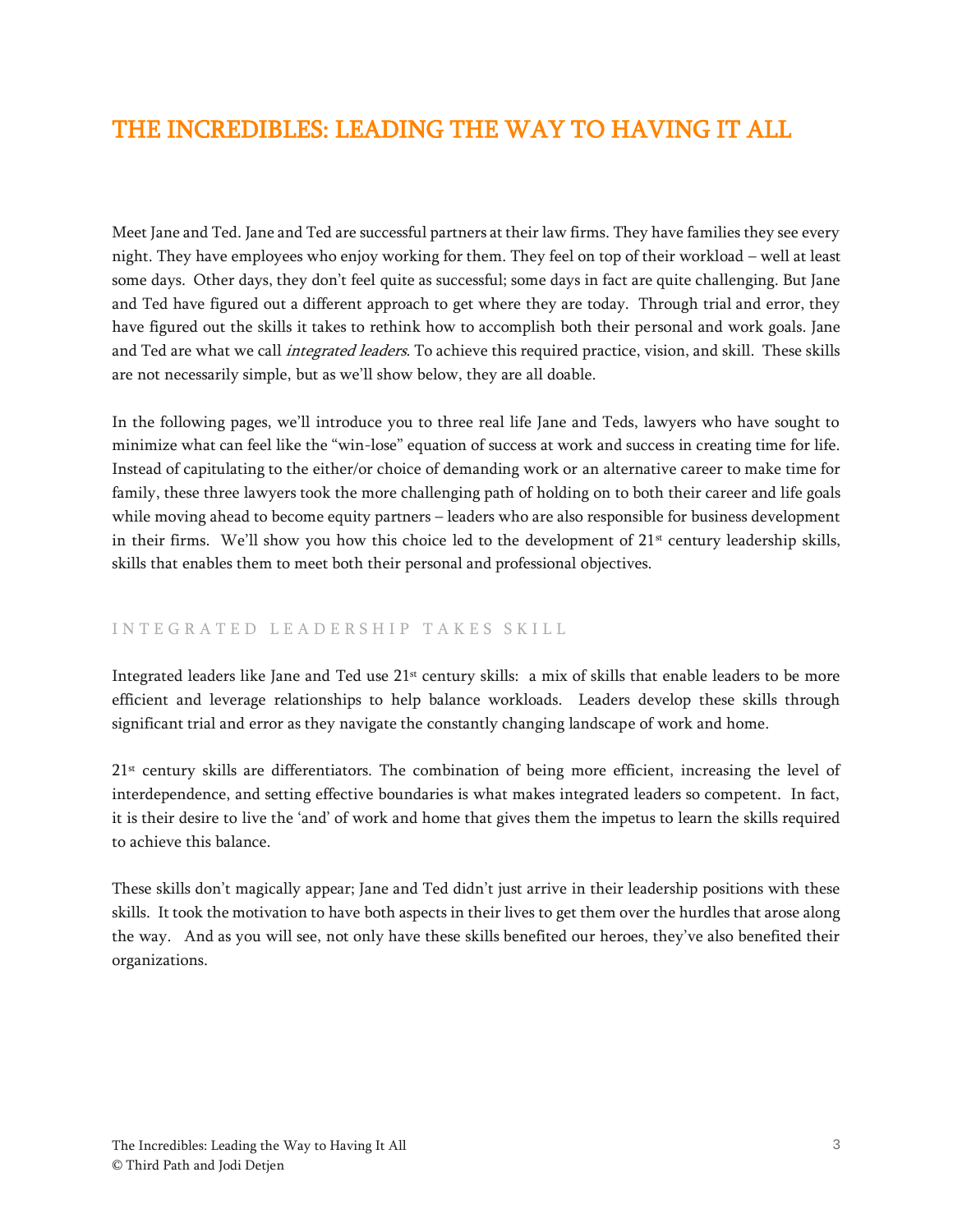# THE INCREDIBLES: LEADING THE WAY TO HAVING IT ALL

Meet Jane and Ted. Jane and Ted are successful partners at their law firms. They have families they see every night. They have employees who enjoy working for them. They feel on top of their workload – well at least some days. Other days, they don't feel quite as successful; some days in fact are quite challenging. But Jane and Ted have figured out a different approach to get where they are today. Through trial and error, they have figured out the skills it takes to rethink how to accomplish both their personal and work goals. Jane and Ted are what we call *integrated leaders*. To achieve this required practice, vision, and skill. These skills are not necessarily simple, but as we'll show below, they are all doable.

In the following pages, we'll introduce you to three real life Jane and Teds, lawyers who have sought to minimize what can feel like the "win-lose" equation of success at work and success in creating time for life. Instead of capitulating to the either/or choice of demanding work or an alternative career to make time for family, these three lawyers took the more challenging path of holding on to both their career and life goals while moving ahead to become equity partners – leaders who are also responsible for business development in their firms. We'll show you how this choice led to the development of 21st century leadership skills, skills that enables them to meet both their personal and professional objectives.

## INTEGRATED LEADERSHIP TAKES SKILL

Integrated leaders like Jane and Ted use 21st century skills: a mix of skills that enable leaders to be more efficient and leverage relationships to help balance workloads. Leaders develop these skills through significant trial and error as they navigate the constantly changing landscape of work and home.

21st century skills are differentiators. The combination of being more efficient, increasing the level of interdependence, and setting effective boundaries is what makes integrated leaders so competent. In fact, it is their desire to live the 'and' of work and home that gives them the impetus to learn the skills required to achieve this balance.

These skills don't magically appear; Jane and Ted didn't just arrive in their leadership positions with these skills. It took the motivation to have both aspects in their lives to get them over the hurdles that arose along the way. And as you will see, not only have these skills benefited our heroes, they've also benefited their organizations.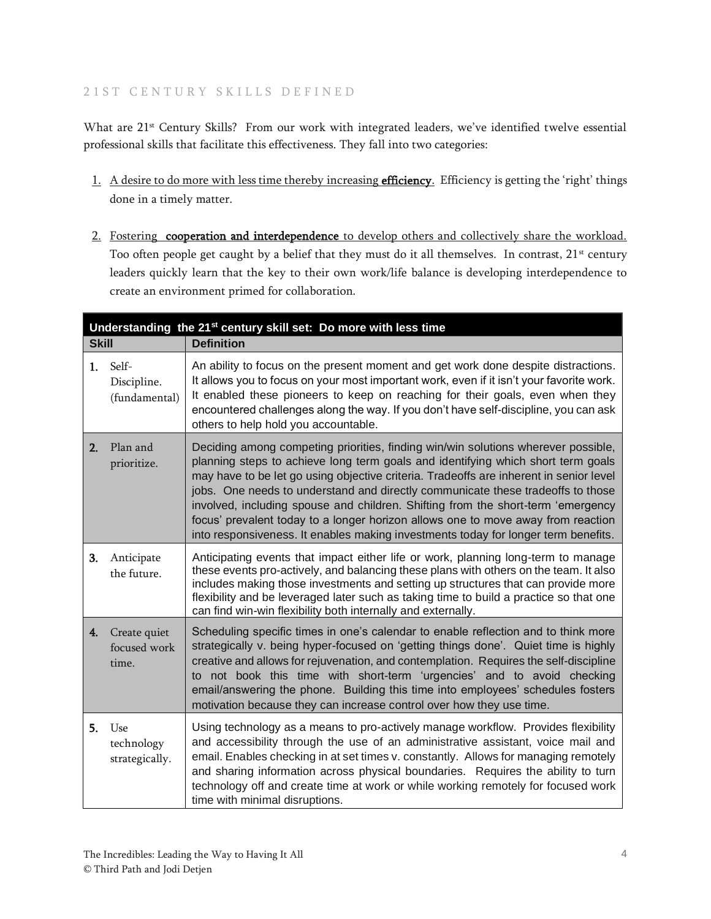## 21ST CENTURY SKILLS DEFINED

What are 21st Century Skills? From our work with integrated leaders, we've identified twelve essential professional skills that facilitate this effectiveness. They fall into two categories:

1. A desire to do more with less time thereby increasing **efficiency**. Efficiency is getting the 'right' things done in a timely matter.

2. Fostering **cooperation and interdependence** to develop others and collectively share the workload. Too often people get caught by a belief that they must do it all themselves. In contrast, 21st century leaders quickly learn that the key to their own work/life balance is developing interdependence to create an environment primed for collaboration.

| **Understanding the 21st century skill set: Do more with less time** | |
|---|---|
| **Skill** | **Definition** |
| **1.** Self-Discipline. (fundamental) | An ability to focus on the present moment and get work done despite distractions. It allows you to focus on your most important work, even if it isn't your favorite work. It enabled these pioneers to keep on reaching for their goals, even when they encountered challenges along the way. If you don't have self-discipline, you can ask others to help hold you accountable. |
| **2.** Plan and prioritize. | Deciding among competing priorities, finding win/win solutions wherever possible, planning steps to achieve long term goals and identifying which short term goals may have to be let go using objective criteria. Tradeoffs are inherent in senior level jobs. One needs to understand and directly communicate these tradeoffs to those involved, including spouse and children. Shifting from the short-term 'emergency focus' prevalent today to a longer horizon allows one to move away from reaction into responsiveness. It enables making investments today for longer term benefits. |
| **3.** Anticipate the future. | Anticipating events that impact either life or work, planning long-term to manage these events pro-actively, and balancing these plans with others on the team. It also includes making those investments and setting up structures that can provide more flexibility and be leveraged later such as taking time to build a practice so that one can find win-win flexibility both internally and externally. |
| **4.** Create quiet focused work time. | Scheduling specific times in one's calendar to enable reflection and to think more strategically v. being hyper-focused on 'getting things done'. Quiet time is highly creative and allows for rejuvenation, and contemplation. Requires the self-discipline to not book this time with short-term 'urgencies' and to avoid checking email/answering the phone. Building this time into employees' schedules fosters motivation because they can increase control over how they use time. |
| **5.** Use technology strategically. | Using technology as a means to pro-actively manage workflow. Provides flexibility and accessibility through the use of an administrative assistant, voice mail and email. Enables checking in at set times v. constantly. Allows for managing remotely and sharing information across physical boundaries. Requires the ability to turn technology off and create time at work or while working remotely for focused work time with minimal disruptions. |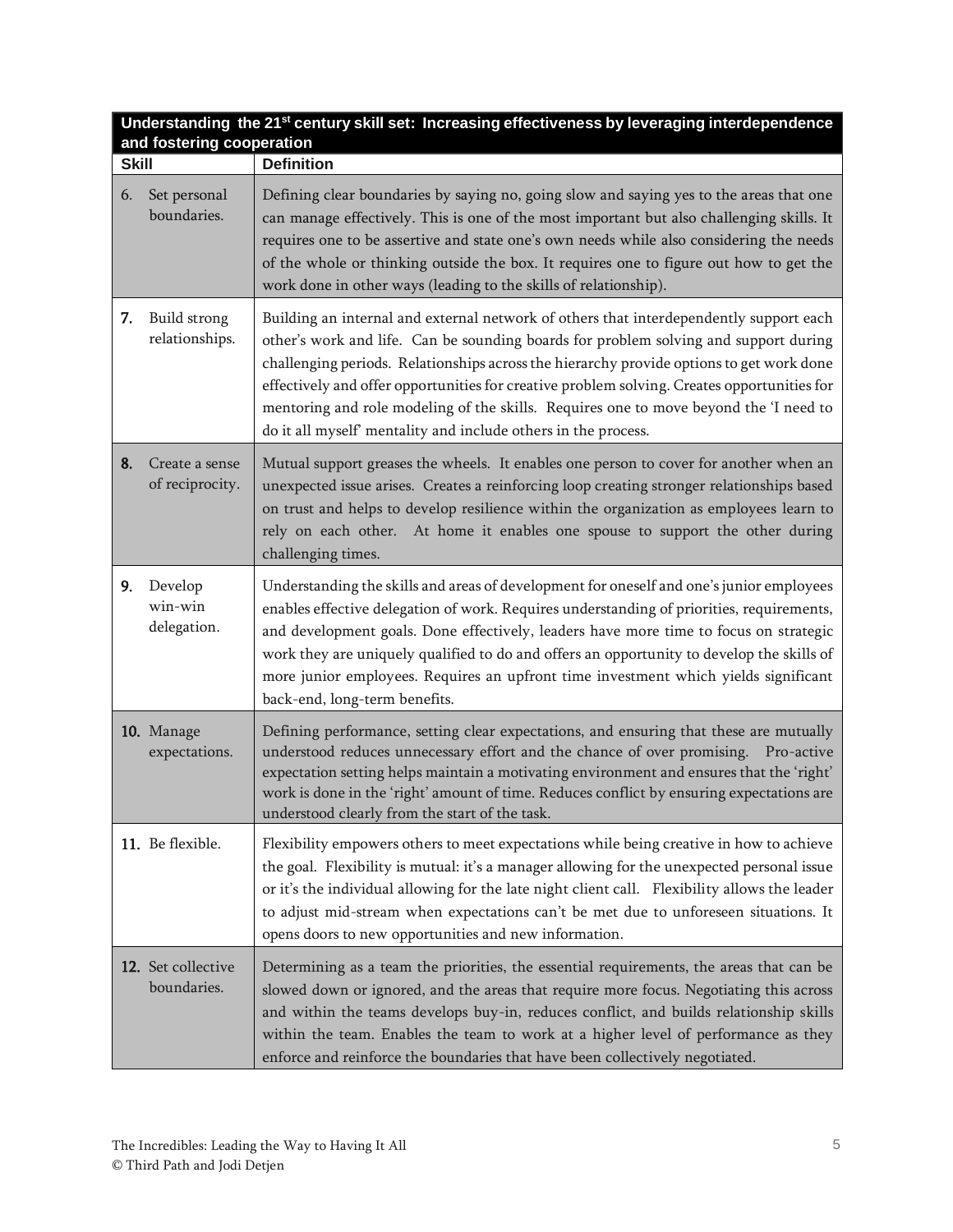| Understanding the 21st century skill set: Increasing effectiveness by leveraging interdependence and fostering cooperation | |
|---|---|
| **Skill** | **Definition** |
| 6. Set personal boundaries. | Defining clear boundaries by saying no, going slow and saying yes to the areas that one can manage effectively. This is one of the most important but also challenging skills. It requires one to be assertive and state one's own needs while also considering the needs of the whole or thinking outside the box. It requires one to figure out how to get the work done in other ways (leading to the skills of relationship). |
| 7. Build strong relationships. | Building an internal and external network of others that interdependently support each other's work and life. Can be sounding boards for problem solving and support during challenging periods. Relationships across the hierarchy provide options to get work done effectively and offer opportunities for creative problem solving. Creates opportunities for mentoring and role modeling of the skills. Requires one to move beyond the 'I need to do it all myself' mentality and include others in the process. |
| 8. Create a sense of reciprocity. | Mutual support greases the wheels. It enables one person to cover for another when an unexpected issue arises. Creates a reinforcing loop creating stronger relationships based on trust and helps to develop resilience within the organization as employees learn to rely on each other. At home it enables one spouse to support the other during challenging times. |
| 9. Develop win-win delegation. | Understanding the skills and areas of development for oneself and one's junior employees enables effective delegation of work. Requires understanding of priorities, requirements, and development goals. Done effectively, leaders have more time to focus on strategic work they are uniquely qualified to do and offers an opportunity to develop the skills of more junior employees. Requires an upfront time investment which yields significant back-end, long-term benefits. |
| 10. Manage expectations. | Defining performance, setting clear expectations, and ensuring that these are mutually understood reduces unnecessary effort and the chance of over promising. Pro-active expectation setting helps maintain a motivating environment and ensures that the 'right' work is done in the 'right' amount of time. Reduces conflict by ensuring expectations are understood clearly from the start of the task. |
| 11. Be flexible. | Flexibility empowers others to meet expectations while being creative in how to achieve the goal. Flexibility is mutual: it's a manager allowing for the unexpected personal issue or it's the individual allowing for the late night client call. Flexibility allows the leader to adjust mid-stream when expectations can't be met due to unforeseen situations. It opens doors to new opportunities and new information. |
| 12. Set collective boundaries. | Determining as a team the priorities, the essential requirements, the areas that can be slowed down or ignored, and the areas that require more focus. Negotiating this across and within the teams develops buy-in, reduces conflict, and builds relationship skills within the team. Enables the team to work at a higher level of performance as they enforce and reinforce the boundaries that have been collectively negotiated. |

The Incredibles: Leading the Way to Having It All
© Third Path and Jodi Detjen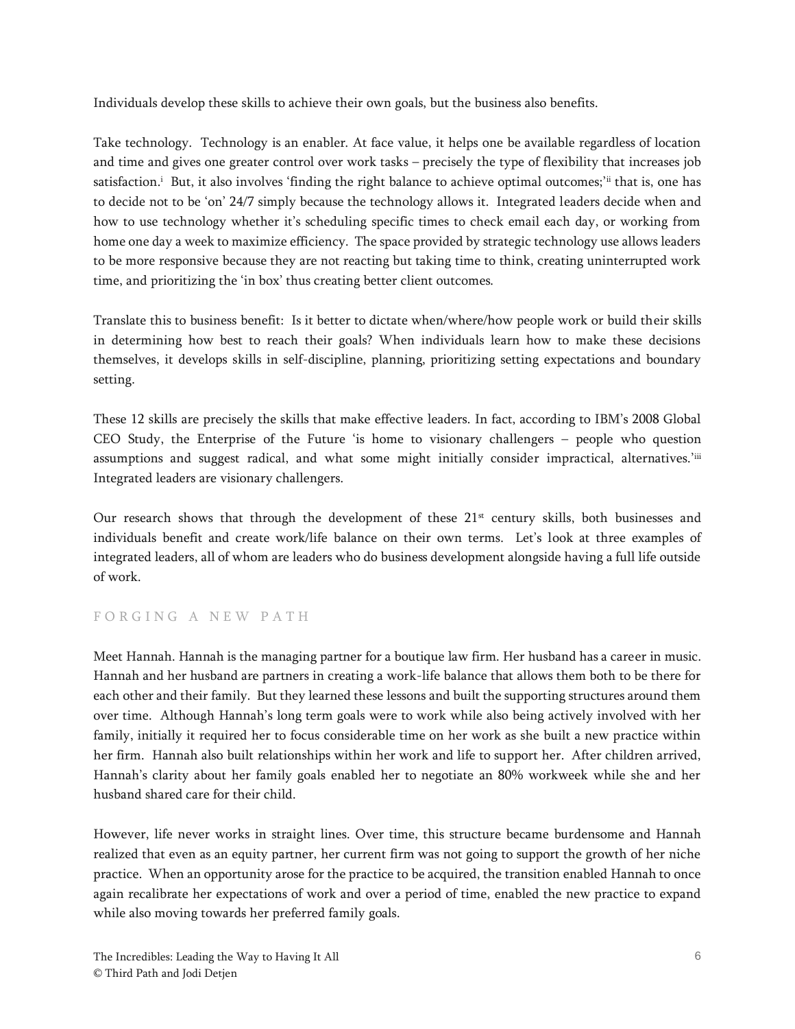Individuals develop these skills to achieve their own goals, but the business also benefits.

Take technology. Technology is an enabler. At face value, it helps one be available regardless of location and time and gives one greater control over work tasks – precisely the type of flexibility that increases job satisfaction.[i] But, it also involves 'finding the right balance to achieve optimal outcomes;'[ii] that is, one has to decide not to be 'on' 24/7 simply because the technology allows it. Integrated leaders decide when and how to use technology whether it's scheduling specific times to check email each day, or working from home one day a week to maximize efficiency. The space provided by strategic technology use allows leaders to be more responsive because they are not reacting but taking time to think, creating uninterrupted work time, and prioritizing the 'in box' thus creating better client outcomes.

Translate this to business benefit: Is it better to dictate when/where/how people work or build their skills in determining how best to reach their goals? When individuals learn how to make these decisions themselves, it develops skills in self-discipline, planning, prioritizing setting expectations and boundary setting.

These 12 skills are precisely the skills that make effective leaders. In fact, according to IBM's 2008 Global CEO Study, the Enterprise of the Future 'is home to visionary challengers – people who question assumptions and suggest radical, and what some might initially consider impractical, alternatives.'[iii] Integrated leaders are visionary challengers.

Our research shows that through the development of these 21st century skills, both businesses and individuals benefit and create work/life balance on their own terms. Let's look at three examples of integrated leaders, all of whom are leaders who do business development alongside having a full life outside of work.

## FORGING A NEW PATH

Meet Hannah. Hannah is the managing partner for a boutique law firm. Her husband has a career in music. Hannah and her husband are partners in creating a work-life balance that allows them both to be there for each other and their family. But they learned these lessons and built the supporting structures around them over time. Although Hannah's long term goals were to work while also being actively involved with her family, initially it required her to focus considerable time on her work as she built a new practice within her firm. Hannah also built relationships within her work and life to support her. After children arrived, Hannah's clarity about her family goals enabled her to negotiate an 80% workweek while she and her husband shared care for their child.

However, life never works in straight lines. Over time, this structure became burdensome and Hannah realized that even as an equity partner, her current firm was not going to support the growth of her niche practice. When an opportunity arose for the practice to be acquired, the transition enabled Hannah to once again recalibrate her expectations of work and over a period of time, enabled the new practice to expand while also moving towards her preferred family goals.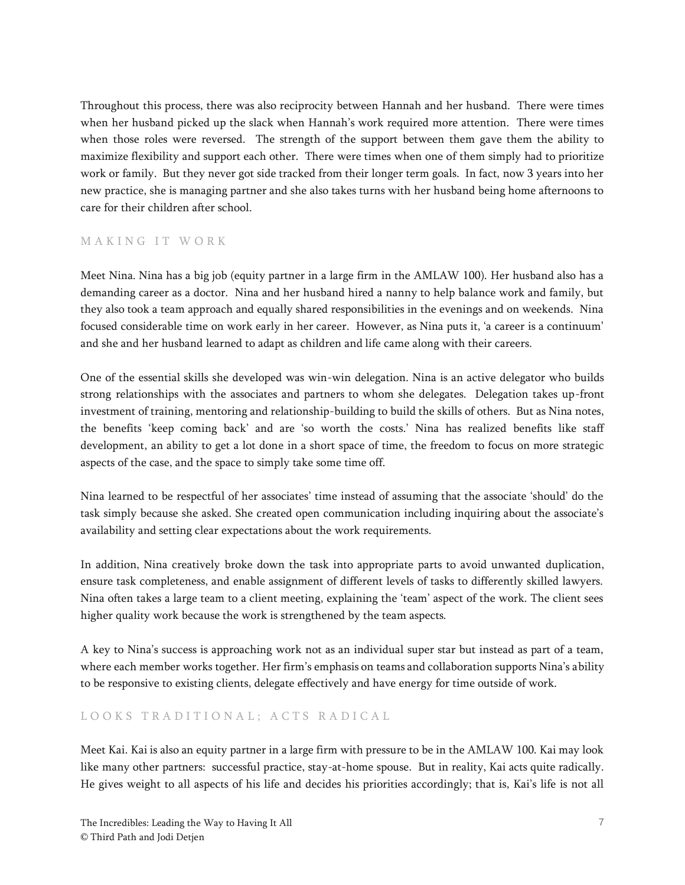Throughout this process, there was also reciprocity between Hannah and her husband. There were times when her husband picked up the slack when Hannah's work required more attention. There were times when those roles were reversed. The strength of the support between them gave them the ability to maximize flexibility and support each other. There were times when one of them simply had to prioritize work or family. But they never got side tracked from their longer term goals. In fact, now 3 years into her new practice, she is managing partner and she also takes turns with her husband being home afternoons to care for their children after school.

## MAKING IT WORK

Meet Nina. Nina has a big job (equity partner in a large firm in the AMLAW 100). Her husband also has a demanding career as a doctor. Nina and her husband hired a nanny to help balance work and family, but they also took a team approach and equally shared responsibilities in the evenings and on weekends. Nina focused considerable time on work early in her career. However, as Nina puts it, 'a career is a continuum' and she and her husband learned to adapt as children and life came along with their careers.

One of the essential skills she developed was win-win delegation. Nina is an active delegator who builds strong relationships with the associates and partners to whom she delegates. Delegation takes up-front investment of training, mentoring and relationship-building to build the skills of others. But as Nina notes, the benefits 'keep coming back' and are 'so worth the costs.' Nina has realized benefits like staff development, an ability to get a lot done in a short space of time, the freedom to focus on more strategic aspects of the case, and the space to simply take some time off.

Nina learned to be respectful of her associates' time instead of assuming that the associate 'should' do the task simply because she asked. She created open communication including inquiring about the associate's availability and setting clear expectations about the work requirements.

In addition, Nina creatively broke down the task into appropriate parts to avoid unwanted duplication, ensure task completeness, and enable assignment of different levels of tasks to differently skilled lawyers. Nina often takes a large team to a client meeting, explaining the 'team' aspect of the work. The client sees higher quality work because the work is strengthened by the team aspects.

A key to Nina's success is approaching work not as an individual super star but instead as part of a team, where each member works together. Her firm's emphasis on teams and collaboration supports Nina's ability to be responsive to existing clients, delegate effectively and have energy for time outside of work.

## LOOKS TRADITIONAL; ACTS RADICAL

Meet Kai. Kai is also an equity partner in a large firm with pressure to be in the AMLAW 100. Kai may look like many other partners: successful practice, stay-at-home spouse. But in reality, Kai acts quite radically. He gives weight to all aspects of his life and decides his priorities accordingly; that is, Kai's life is not all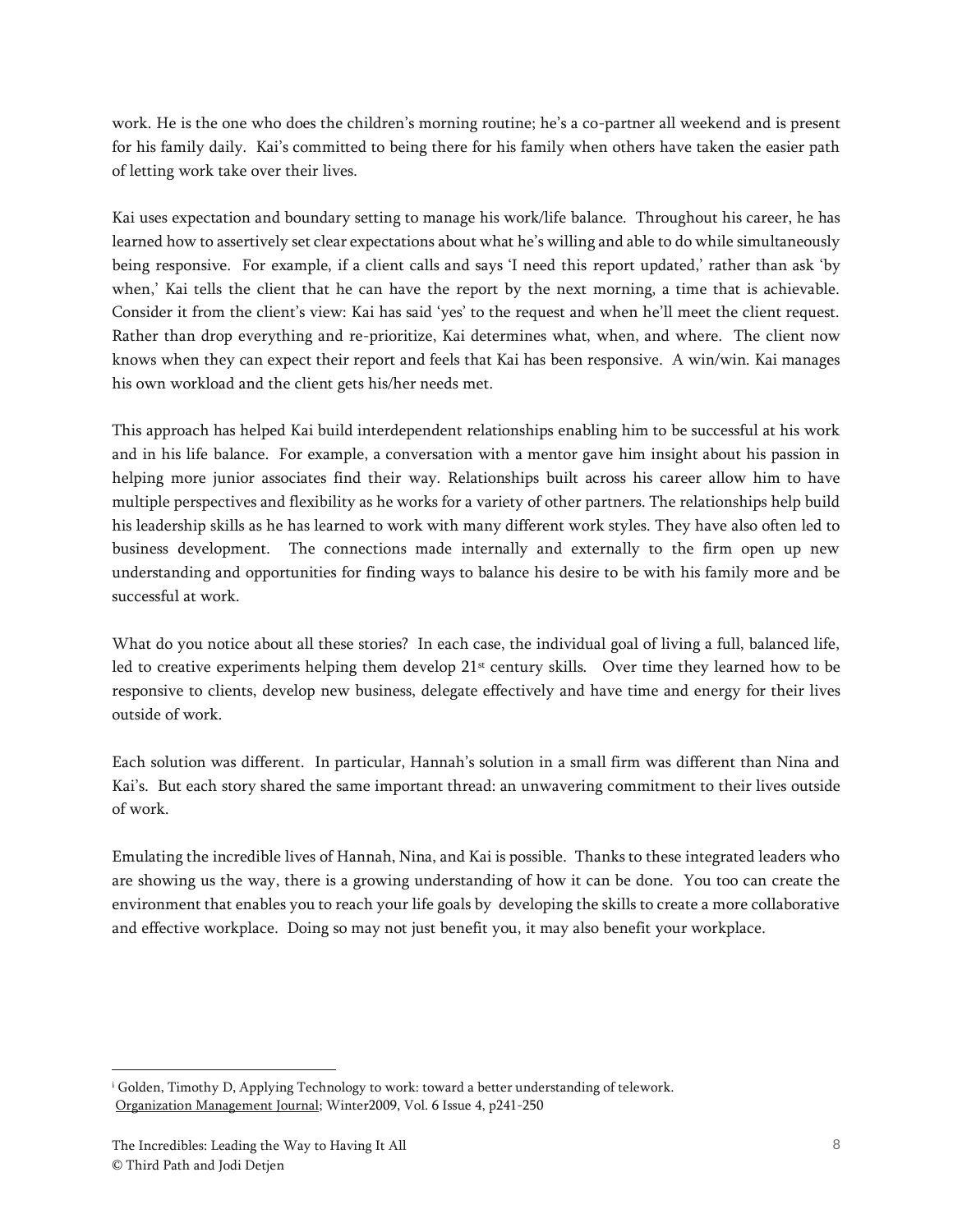work. He is the one who does the children's morning routine; he's a co-partner all weekend and is present for his family daily. Kai's committed to being there for his family when others have taken the easier path of letting work take over their lives.

Kai uses expectation and boundary setting to manage his work/life balance. Throughout his career, he has learned how to assertively set clear expectations about what he's willing and able to do while simultaneously being responsive. For example, if a client calls and says 'I need this report updated,' rather than ask 'by when,' Kai tells the client that he can have the report by the next morning, a time that is achievable. Consider it from the client's view: Kai has said 'yes' to the request and when he'll meet the client request. Rather than drop everything and re-prioritize, Kai determines what, when, and where. The client now knows when they can expect their report and feels that Kai has been responsive. A win/win. Kai manages his own workload and the client gets his/her needs met.

This approach has helped Kai build interdependent relationships enabling him to be successful at his work and in his life balance. For example, a conversation with a mentor gave him insight about his passion in helping more junior associates find their way. Relationships built across his career allow him to have multiple perspectives and flexibility as he works for a variety of other partners. The relationships help build his leadership skills as he has learned to work with many different work styles. They have also often led to business development. The connections made internally and externally to the firm open up new understanding and opportunities for finding ways to balance his desire to be with his family more and be successful at work.

What do you notice about all these stories? In each case, the individual goal of living a full, balanced life, led to creative experiments helping them develop 21st century skills. Over time they learned how to be responsive to clients, develop new business, delegate effectively and have time and energy for their lives outside of work.

Each solution was different. In particular, Hannah's solution in a small firm was different than Nina and Kai's. But each story shared the same important thread: an unwavering commitment to their lives outside of work.

Emulating the incredible lives of Hannah, Nina, and Kai is possible. Thanks to these integrated leaders who are showing us the way, there is a growing understanding of how it can be done. You too can create the environment that enables you to reach your life goals by developing the skills to create a more collaborative and effective workplace. Doing so may not just benefit you, it may also benefit your workplace.

---

[i] Golden, Timothy D, Applying Technology to work: toward a better understanding of telework. Organization Management Journal; Winter2009, Vol. 6 Issue 4, p241-250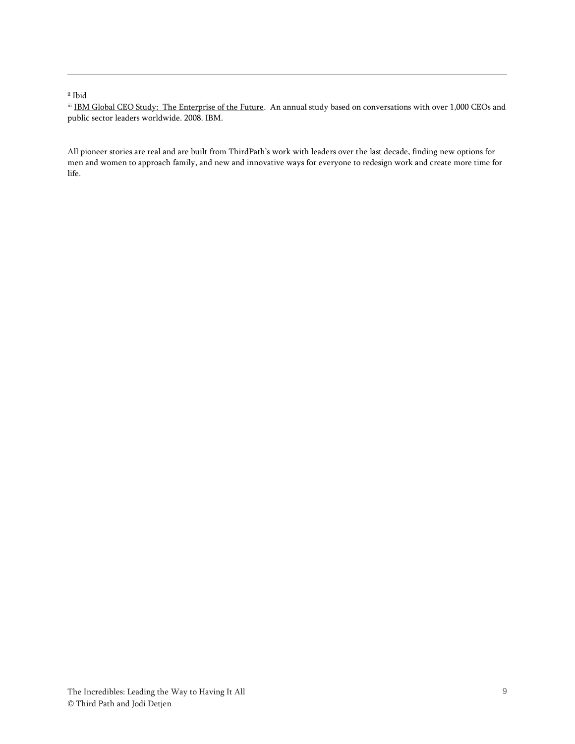---

[ii] Ibid

[iii] IBM Global CEO Study: The Enterprise of the Future. An annual study based on conversations with over 1,000 CEOs and public sector leaders worldwide. 2008. IBM.

All pioneer stories are real and are built from ThirdPath's work with leaders over the last decade, finding new options for men and women to approach family, and new and innovative ways for everyone to redesign work and create more time for life.